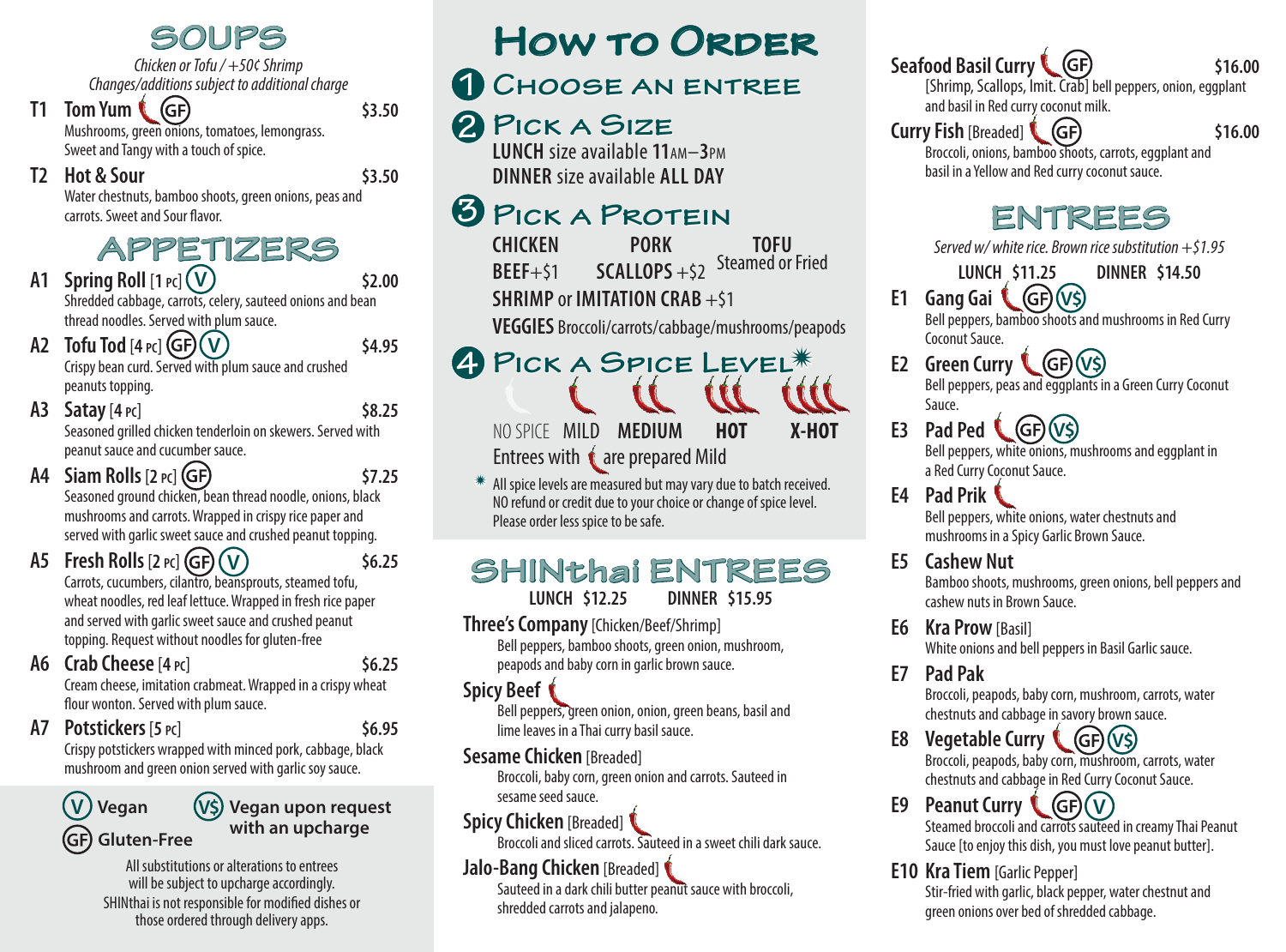# SOUPS

*Chicken or Tofu / +50¢ Shrimp*
*Changes/additions subject to additional charge*

**T1 Tom Yum** (GF) — $3.50
Mushrooms, green onions, tomatoes, lemongrass. Sweet and Tangy with a touch of spice.

**T2 Hot & Sour** — $3.50
Water chestnuts, bamboo shoots, green onions, peas and carrots. Sweet and Sour flavor.

# APPETIZERS

**A1 Spring Roll** [1 PC] (V) — $2.00
Shredded cabbage, carrots, celery, sauteed onions and bean thread noodles. Served with plum sauce.

**A2 Tofu Tod** [4 PC] (GF) (V) — $4.95
Crispy bean curd. Served with plum sauce and crushed peanuts topping.

**A3 Satay** [4 PC] — $8.25
Seasoned grilled chicken tenderloin on skewers. Served with peanut sauce and cucumber sauce.

**A4 Siam Rolls** [2 PC] (GF) — $7.25
Seasoned ground chicken, bean thread noodle, onions, black mushrooms and carrots. Wrapped in crispy rice paper and served with garlic sweet sauce and crushed peanut topping.

**A5 Fresh Rolls** [2 PC] (GF) (V) — $6.25
Carrots, cucumbers, cilantro, beansprouts, steamed tofu, wheat noodles, red leaf lettuce. Wrapped in fresh rice paper and served with garlic sweet sauce and crushed peanut topping. Request without noodles for gluten-free

**A6 Crab Cheese** [4 PC] — $6.25
Cream cheese, imitation crabmeat. Wrapped in a crispy wheat flour wonton. Served with plum sauce.

**A7 Potstickers** [5 PC] — $6.95
Crispy potstickers wrapped with minced pork, cabbage, black mushroom and green onion served with garlic soy sauce.

(V) Vegan
(GF) Gluten-Free
(V$) Vegan upon request with an upcharge

All substitutions or alterations to entrees will be subject to upcharge accordingly.
SHINthai is not responsible for modified dishes or those ordered through delivery apps.

# How to Order

## 1 Choose an Entree

## 2 Pick a Size

**LUNCH** size available **11**AM–**3**PM
**DINNER** size available **ALL DAY**

## 3 Pick a Protein

**CHICKEN** | **PORK** | **TOFU** Steamed or Fried
**BEEF**+$1 | **SCALLOPS** +$2
**SHRIMP** or **IMITATION CRAB** +$1
**VEGGIES** Broccoli/carrots/cabbage/mushrooms/peapods

## 4 Pick a Spice Level*

NO SPICE | MILD | **MEDIUM** | **HOT** | **X-HOT**

Entrees with (chili) are prepared Mild

\* All spice levels are measured but may vary due to batch received. NO refund or credit due to your choice or change of spice level. Please order less spice to be safe.

# SHINthai ENTREES

**LUNCH $12.25** | **DINNER $15.95**

**Three's Company** [Chicken/Beef/Shrimp]
Bell peppers, bamboo shoots, green onion, mushroom, peapods and baby corn in garlic brown sauce.

**Spicy Beef** (chili)
Bell peppers, green onion, onion, green beans, basil and lime leaves in a Thai curry basil sauce.

**Sesame Chicken** [Breaded]
Broccoli, baby corn, green onion and carrots. Sauteed in sesame seed sauce.

**Spicy Chicken** [Breaded] (chili)
Broccoli and sliced carrots. Sauteed in a sweet chili dark sauce.

**Jalo-Bang Chicken** [Breaded] (chili)
Sauteed in a dark chili butter peanut sauce with broccoli, shredded carrots and jalapeno.

**Seafood Basil Curry** (chili) (GF) — $16.00
[Shrimp, Scallops, Imit. Crab] bell peppers, onion, eggplant and basil in Red curry coconut milk.

**Curry Fish** [Breaded] (chili) (GF) — $16.00
Broccoli, onions, bamboo shoots, carrots, eggplant and basil in a Yellow and Red curry coconut sauce.

# ENTREES

*Served w/ white rice. Brown rice substitution +$1.95*

**LUNCH $11.25** | **DINNER $14.50**

**E1 Gang Gai** (chili) (GF) (V$)
Bell peppers, bamboo shoots and mushrooms in Red Curry Coconut Sauce.

**E2 Green Curry** (chili) (GF) (V$)
Bell peppers, peas and eggplants in a Green Curry Coconut Sauce.

**E3 Pad Ped** (chili) (GF) (V$)
Bell peppers, white onions, mushrooms and eggplant in a Red Curry Coconut Sauce.

**E4 Pad Prik** (chili)
Bell peppers, white onions, water chestnuts and mushrooms in a Spicy Garlic Brown Sauce.

**E5 Cashew Nut**
Bamboo shoots, mushrooms, green onions, bell peppers and cashew nuts in Brown Sauce.

**E6 Kra Prow** [Basil]
White onions and bell peppers in Basil Garlic sauce.

**E7 Pad Pak**
Broccoli, peapods, baby corn, mushroom, carrots, water chestnuts and cabbage in savory brown sauce.

**E8 Vegetable Curry** (chili) (GF) (V$)
Broccoli, peapods, baby corn, mushroom, carrots, water chestnuts and cabbage in Red Curry Coconut Sauce.

**E9 Peanut Curry** (chili) (GF) (V)
Steamed broccoli and carrots sauteed in creamy Thai Peanut Sauce [to enjoy this dish, you must love peanut butter].

**E10 Kra Tiem** [Garlic Pepper]
Stir-fried with garlic, black pepper, water chestnut and green onions over bed of shredded cabbage.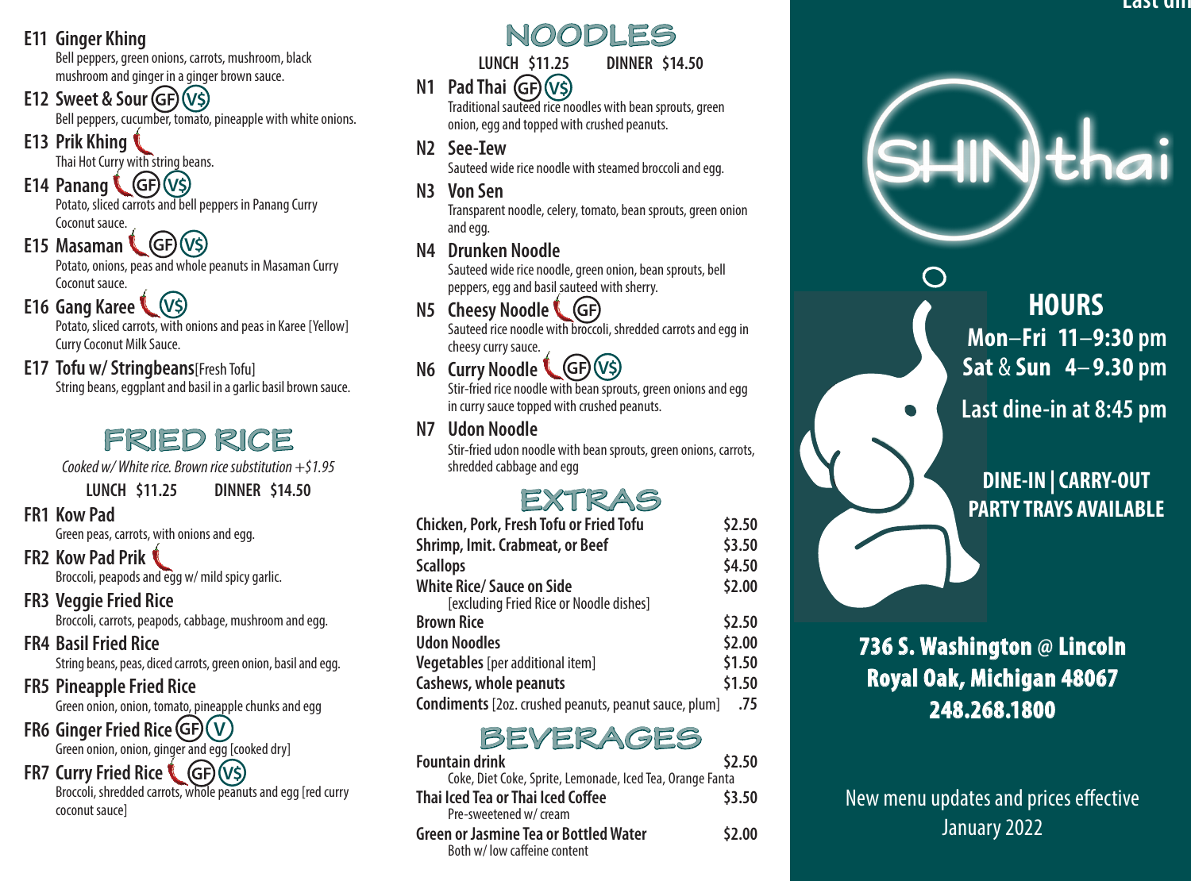**E11 Ginger Khing**
Bell peppers, green onions, carrots, mushroom, black mushroom and ginger in a ginger brown sauce.

**E12 Sweet & Sour** (GF) (V$)
Bell peppers, cucumber, tomato, pineapple with white onions.

**E13 Prik Khing** 🌶
Thai Hot Curry with string beans.

**E14 Panang** 🌶 (GF) (V$)
Potato, sliced carrots and bell peppers in Panang Curry Coconut sauce.

**E15 Masaman** 🌶 (GF) (V$)
Potato, onions, peas and whole peanuts in Masaman Curry Coconut sauce.

**E16 Gang Karee** 🌶 (V$)
Potato, sliced carrots, with onions and peas in Karee [Yellow] Curry Coconut Milk Sauce.

**E17 Tofu w/ Stringbeans**[Fresh Tofu]
String beans, eggplant and basil in a garlic basil brown sauce.

## FRIED RICE

*Cooked w/ White rice. Brown rice substitution +$1.95*

**LUNCH $11.25 DINNER $14.50**

**FR1 Kow Pad**
Green peas, carrots, with onions and egg.

**FR2 Kow Pad Prik** 🌶
Broccoli, peapods and egg w/ mild spicy garlic.

**FR3 Veggie Fried Rice**
Broccoli, carrots, peapods, cabbage, mushroom and egg.

**FR4 Basil Fried Rice**
String beans, peas, diced carrots, green onion, basil and egg.

**FR5 Pineapple Fried Rice**
Green onion, onion, tomato, pineapple chunks and egg

**FR6 Ginger Fried Rice** (GF) (V)
Green onion, onion, ginger and egg [cooked dry]

**FR7 Curry Fried Rice** 🌶 (GF) (V$)
Broccoli, shredded carrots, whole peanuts and egg [red curry coconut sauce]

## NOODLES

**LUNCH $11.25 DINNER $14.50**

**N1 Pad Thai** (GF) (V$)
Traditional sauteed rice noodles with bean sprouts, green onion, egg and topped with crushed peanuts.

**N2 See-Iew**
Sauteed wide rice noodle with steamed broccoli and egg.

**N3 Von Sen**
Transparent noodle, celery, tomato, bean sprouts, green onion and egg.

**N4 Drunken Noodle**
Sauteed wide rice noodle, green onion, bean sprouts, bell peppers, egg and basil sauteed with sherry.

**N5 Cheesy Noodle** 🌶 (GF)
Sauteed rice noodle with broccoli, shredded carrots and egg in cheesy curry sauce.

**N6 Curry Noodle** 🌶 (GF) (V$)
Stir-fried rice noodle with bean sprouts, green onions and egg in curry sauce topped with crushed peanuts.

**N7 Udon Noodle**
Stir-fried udon noodle with bean sprouts, green onions, carrots, shredded cabbage and egg

## EXTRAS

| | |
|---|---|
| **Chicken, Pork, Fresh Tofu or Fried Tofu** | $2.50 |
| **Shrimp, Imit. Crabmeat, or Beef** | $3.50 |
| **Scallops** | $4.50 |
| **White Rice/ Sauce on Side** [excluding Fried Rice or Noodle dishes] | $2.00 |
| **Brown Rice** | $2.50 |
| **Udon Noodles** | $2.00 |
| **Vegetables** [per additional item] | $1.50 |
| **Cashews, whole peanuts** | $1.50 |
| **Condiments** [2oz. crushed peanuts, peanut sauce, plum] | .75 |

## BEVERAGES

| | |
|---|---|
| **Fountain drink** Coke, Diet Coke, Sprite, Lemonade, Iced Tea, Orange Fanta | $2.50 |
| **Thai Iced Tea or Thai Iced Coffee** Pre-sweetened w/ cream | $3.50 |
| **Green or Jasmine Tea or Bottled Water** Both w/ low caffeine content | $2.00 |

# SHIN thai

## HOURS

**Mon–Fri 11–9:30 pm**
**Sat & Sun 4– 9.30 pm**

**Last dine-in at 8:45 pm**

**DINE-IN | CARRY-OUT**
**PARTY TRAYS AVAILABLE**

**736 S. Washington @ Lincoln**
**Royal Oak, Michigan 48067**
**248.268.1800**

New menu updates and prices effective January 2022